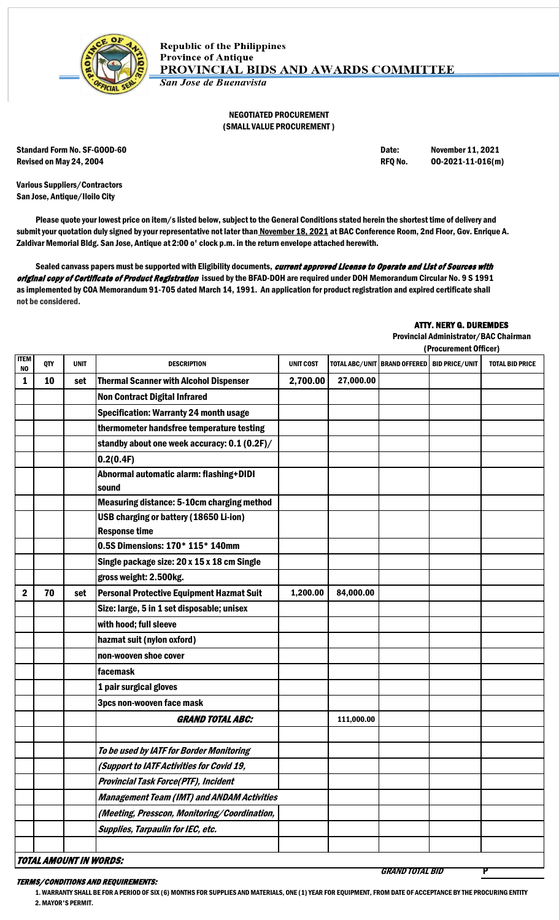Republic of the Philippines
Province of Antique
**PROVINCIAL BIDS AND AWARDS COMMITTEE**
*San Jose de Buenavista*

**NEGOTIATED PROCUREMENT**
**(SMALL VALUE PROCUREMENT)**

**Standard Form No. SF-GOOD-60** — **Date:** **November 11, 2021**
**Revised on May 24, 2004** — **RFQ No.** **00-2021-11-016(m)**

**Various Suppliers/Contractors**
**San Jose, Antique/Iloilo City**

**Please quote your lowest price on item/s listed below, subject to the General Conditions stated herein the shortest time of delivery and submit your quotation duly signed by your representative not later than November 18, 2021 at BAC Conference Room, 2nd Floor, Gov. Enrique A. Zaldivar Memorial Bldg. San Jose, Antique at 2:00 o' clock p.m. in the return envelope attached herewith.**

**Sealed canvass papers must be supported with Eligibility documents, *current approved License to Operate and List of Sources with original copy of Certificate of Product Registration* issued by the BFAD-DOH are required under DOH Memorandum Circular No. 9 S 1991 as implemented by COA Memorandum 91-705 dated March 14, 1991. An application for product registration and expired certificate shall not be considered.**

**ATTY. NERY G. DUREMDES**
**Provincial Administrator/BAC Chairman**
**(Procurement Officer)**

| ITEM NO | QTY | UNIT | DESCRIPTION | UNIT COST | TOTAL ABC/UNIT | BRAND OFFERED | BID PRICE/UNIT | TOTAL BID PRICE |
|---|---|---|---|---|---|---|---|---|
| 1 | 10 | set | **Thermal Scanner with Alcohol Dispenser** | 2,700.00 | 27,000.00 | | | |
| | | | Non Contract Digital Infrared | | | | | |
| | | | Specification: Warranty 24 month usage | | | | | |
| | | | thermometer handsfree temperature testing | | | | | |
| | | | standby about one week accuracy: 0.1 (0.2F)/ | | | | | |
| | | | 0.2(0.4F) | | | | | |
| | | | Abnormal automatic alarm: flashing+DIDI sound | | | | | |
| | | | Measuring distance: 5-10cm charging method | | | | | |
| | | | USB charging or battery (18650 Li-ion) Response time | | | | | |
| | | | 0.5S Dimensions: 170* 115* 140mm | | | | | |
| | | | Single package size: 20 x 15 x 18 cm Single | | | | | |
| | | | gross weight: 2.500kg. | | | | | |
| 2 | 70 | set | **Personal Protective Equipment Hazmat Suit** | 1,200.00 | 84,000.00 | | | |
| | | | Size: large, 5 in 1 set disposable; unisex | | | | | |
| | | | with hood; full sleeve | | | | | |
| | | | hazmat suit (nylon oxford) | | | | | |
| | | | non-wooven shoe cover | | | | | |
| | | | facemask | | | | | |
| | | | 1 pair surgical gloves | | | | | |
| | | | 3pcs non-wooven face mask | | | | | |
| | | | ***GRAND TOTAL ABC:*** | | 111,000.00 | | | |
| | | | | | | | | |
| | | | *To be used by IATF for Border Monitoring* | | | | | |
| | | | *(Support to IATF Activities for Covid 19,* | | | | | |
| | | | *Provincial Task Force(PTF), Incident* | | | | | |
| | | | *Management Team (IMT) and ANDAM Activities* | | | | | |
| | | | *(Meeting, Presscon, Monitoring/Coordination,* | | | | | |
| | | | *Supplies, Tarpaulin for IEC, etc.* | | | | | |
| | | | | | | | | |

***TOTAL AMOUNT IN WORDS:***

***GRAND TOTAL BID*** **P**

***TERMS/CONDITIONS AND REQUIREMENTS:***

1. WARRANTY SHALL BE FOR A PERIOD OF SIX (6) MONTHS FOR SUPPLIES AND MATERIALS, ONE (1) YEAR FOR EQUIPMENT, FROM DATE OF ACCEPTANCE BY THE PROCURING ENTITY
2. MAYOR'S PERMIT.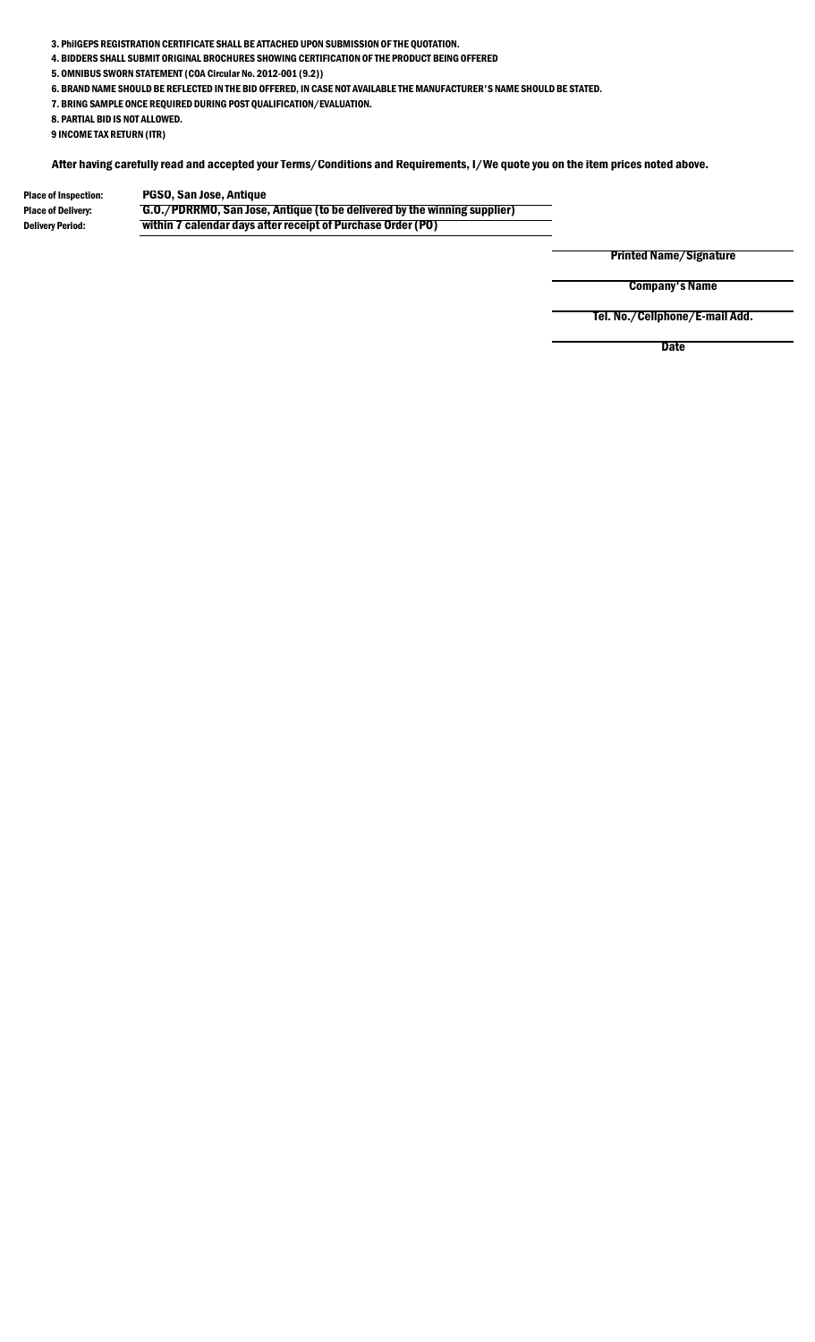3. PhilGEPS REGISTRATION CERTIFICATE SHALL BE ATTACHED UPON SUBMISSION OF THE QUOTATION.

4. BIDDERS SHALL SUBMIT ORIGINAL BROCHURES SHOWING CERTIFICATION OF THE PRODUCT BEING OFFERED

5. OMNIBUS SWORN STATEMENT (COA Circular No. 2012-001 (9.2))

6. BRAND NAME SHOULD BE REFLECTED IN THE BID OFFERED, IN CASE NOT AVAILABLE THE MANUFACTURER'S NAME SHOULD BE STATED.

7. BRING SAMPLE ONCE REQUIRED DURING POST QUALIFICATION/EVALUATION.

8. PARTIAL BID IS NOT ALLOWED.

9 INCOME TAX RETURN (ITR)

**After having carefully read and accepted your Terms/Conditions and Requirements, I/We quote you on the item prices noted above.**

| | |
|---|---|
| **Place of Inspection:** | **PGSO, San Jose, Antique** |
| **Place of Delivery:** | **G.O./PDRRMO, San Jose, Antique (to be delivered by the winning supplier)** |
| **Delivery Period:** | **within 7 calendar days after receipt of Purchase Order (PO)** |

______________________________
**Printed Name/Signature**

______________________________
**Company's Name**

______________________________
**Tel. No./Cellphone/E-mail Add.**

______________________________
**Date**